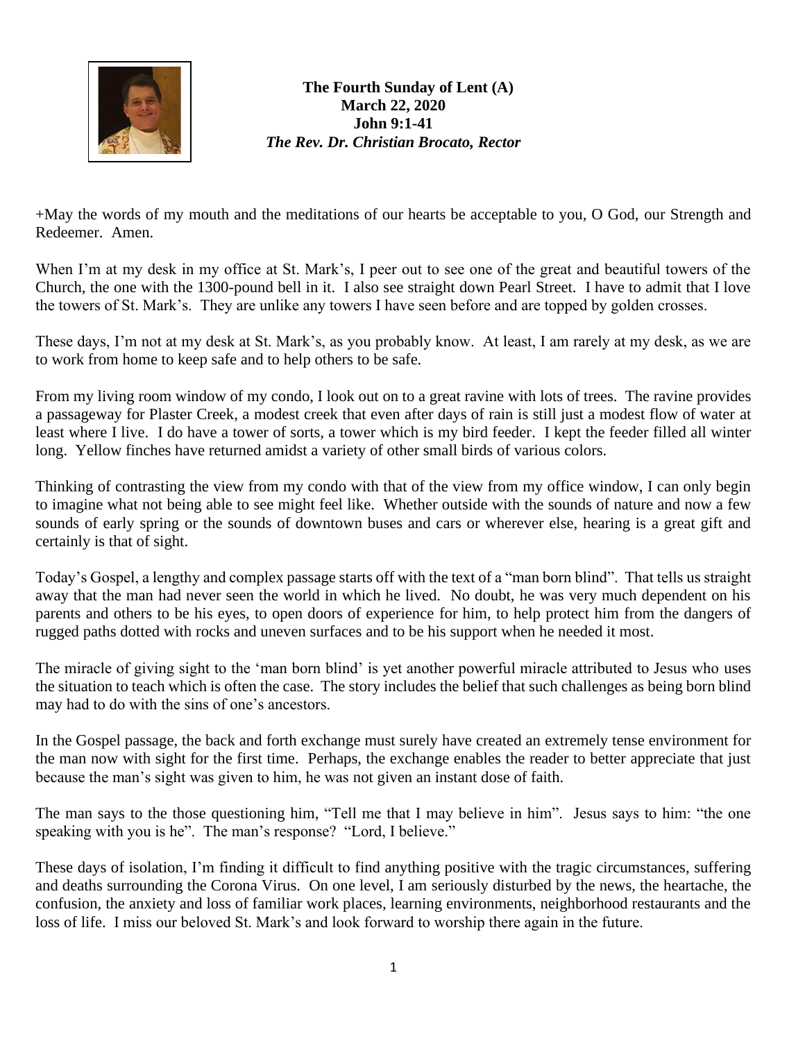**The Fourth Sunday of Lent (A)**
**March 22, 2020**
**John 9:1-41**
***The Rev. Dr. Christian Brocato, Rector***

+May the words of my mouth and the meditations of our hearts be acceptable to you, O God, our Strength and Redeemer. Amen.

When I'm at my desk in my office at St. Mark's, I peer out to see one of the great and beautiful towers of the Church, the one with the 1300-pound bell in it. I also see straight down Pearl Street. I have to admit that I love the towers of St. Mark's. They are unlike any towers I have seen before and are topped by golden crosses.

These days, I'm not at my desk at St. Mark's, as you probably know. At least, I am rarely at my desk, as we are to work from home to keep safe and to help others to be safe.

From my living room window of my condo, I look out on to a great ravine with lots of trees. The ravine provides a passageway for Plaster Creek, a modest creek that even after days of rain is still just a modest flow of water at least where I live. I do have a tower of sorts, a tower which is my bird feeder. I kept the feeder filled all winter long. Yellow finches have returned amidst a variety of other small birds of various colors.

Thinking of contrasting the view from my condo with that of the view from my office window, I can only begin to imagine what not being able to see might feel like. Whether outside with the sounds of nature and now a few sounds of early spring or the sounds of downtown buses and cars or wherever else, hearing is a great gift and certainly is that of sight.

Today's Gospel, a lengthy and complex passage starts off with the text of a "man born blind". That tells us straight away that the man had never seen the world in which he lived. No doubt, he was very much dependent on his parents and others to be his eyes, to open doors of experience for him, to help protect him from the dangers of rugged paths dotted with rocks and uneven surfaces and to be his support when he needed it most.

The miracle of giving sight to the 'man born blind' is yet another powerful miracle attributed to Jesus who uses the situation to teach which is often the case. The story includes the belief that such challenges as being born blind may had to do with the sins of one's ancestors.

In the Gospel passage, the back and forth exchange must surely have created an extremely tense environment for the man now with sight for the first time. Perhaps, the exchange enables the reader to better appreciate that just because the man's sight was given to him, he was not given an instant dose of faith.

The man says to the those questioning him, "Tell me that I may believe in him". Jesus says to him: "the one speaking with you is he". The man's response? "Lord, I believe."

These days of isolation, I'm finding it difficult to find anything positive with the tragic circumstances, suffering and deaths surrounding the Corona Virus. On one level, I am seriously disturbed by the news, the heartache, the confusion, the anxiety and loss of familiar work places, learning environments, neighborhood restaurants and the loss of life. I miss our beloved St. Mark's and look forward to worship there again in the future.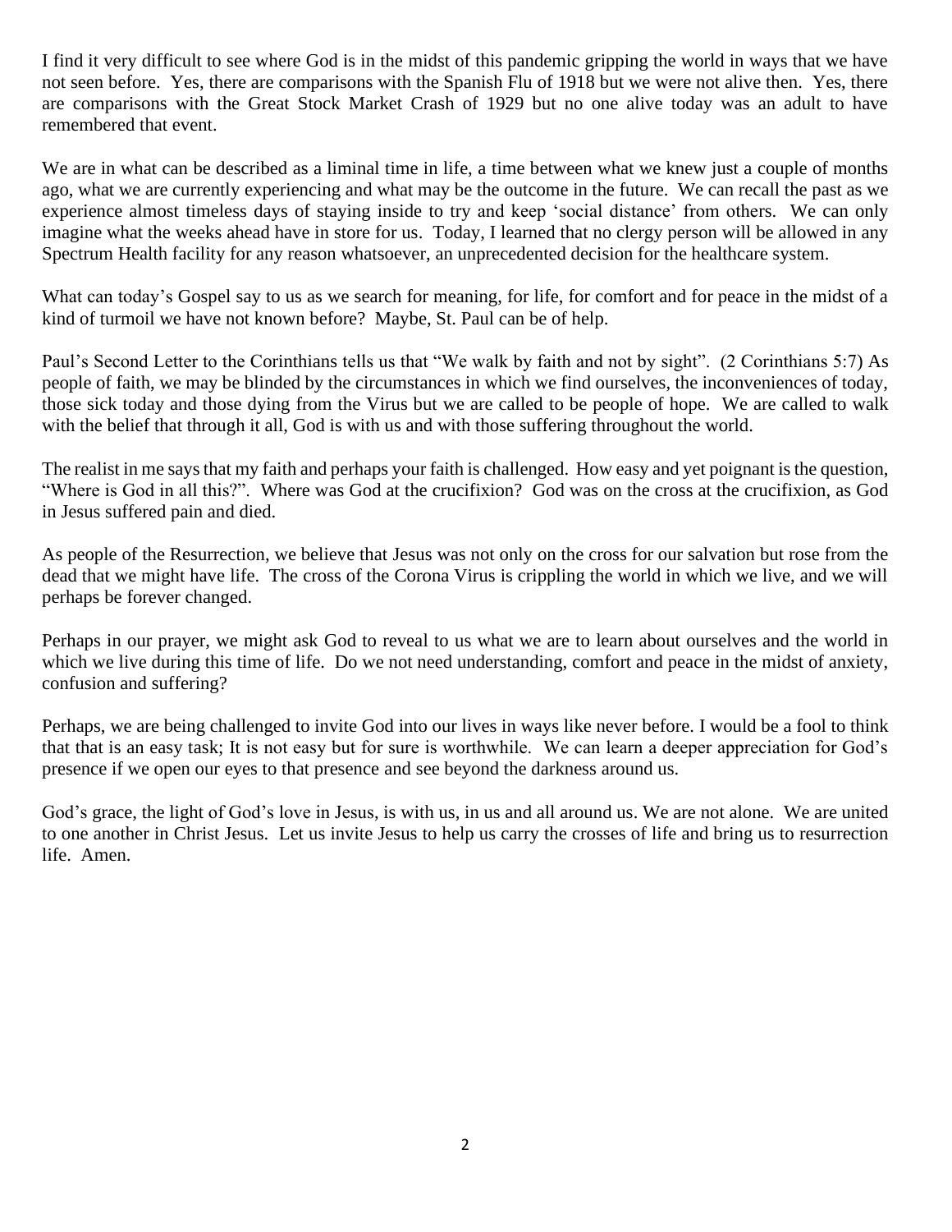I find it very difficult to see where God is in the midst of this pandemic gripping the world in ways that we have not seen before. Yes, there are comparisons with the Spanish Flu of 1918 but we were not alive then. Yes, there are comparisons with the Great Stock Market Crash of 1929 but no one alive today was an adult to have remembered that event.

We are in what can be described as a liminal time in life, a time between what we knew just a couple of months ago, what we are currently experiencing and what may be the outcome in the future. We can recall the past as we experience almost timeless days of staying inside to try and keep 'social distance' from others. We can only imagine what the weeks ahead have in store for us. Today, I learned that no clergy person will be allowed in any Spectrum Health facility for any reason whatsoever, an unprecedented decision for the healthcare system.

What can today's Gospel say to us as we search for meaning, for life, for comfort and for peace in the midst of a kind of turmoil we have not known before? Maybe, St. Paul can be of help.

Paul's Second Letter to the Corinthians tells us that "We walk by faith and not by sight". (2 Corinthians 5:7) As people of faith, we may be blinded by the circumstances in which we find ourselves, the inconveniences of today, those sick today and those dying from the Virus but we are called to be people of hope. We are called to walk with the belief that through it all, God is with us and with those suffering throughout the world.

The realist in me says that my faith and perhaps your faith is challenged. How easy and yet poignant is the question, "Where is God in all this?". Where was God at the crucifixion? God was on the cross at the crucifixion, as God in Jesus suffered pain and died.

As people of the Resurrection, we believe that Jesus was not only on the cross for our salvation but rose from the dead that we might have life. The cross of the Corona Virus is crippling the world in which we live, and we will perhaps be forever changed.

Perhaps in our prayer, we might ask God to reveal to us what we are to learn about ourselves and the world in which we live during this time of life. Do we not need understanding, comfort and peace in the midst of anxiety, confusion and suffering?

Perhaps, we are being challenged to invite God into our lives in ways like never before. I would be a fool to think that that is an easy task; It is not easy but for sure is worthwhile. We can learn a deeper appreciation for God's presence if we open our eyes to that presence and see beyond the darkness around us.

God's grace, the light of God's love in Jesus, is with us, in us and all around us. We are not alone. We are united to one another in Christ Jesus. Let us invite Jesus to help us carry the crosses of life and bring us to resurrection life. Amen.